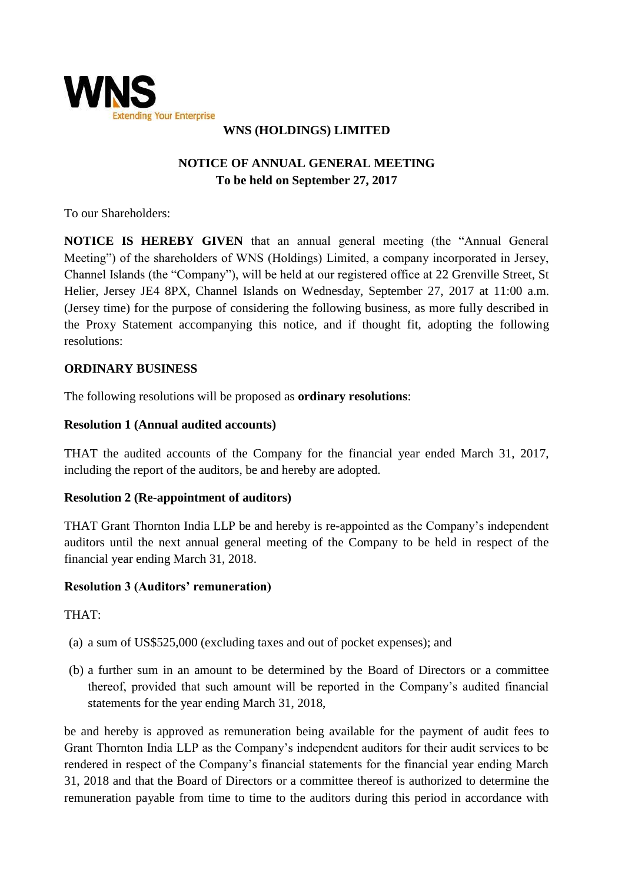**WNS**
Extending Your Enterprise

# WNS (HOLDINGS) LIMITED

## NOTICE OF ANNUAL GENERAL MEETING
## To be held on September 27, 2017

To our Shareholders:

**NOTICE IS HEREBY GIVEN** that an annual general meeting (the "Annual General Meeting") of the shareholders of WNS (Holdings) Limited, a company incorporated in Jersey, Channel Islands (the "Company"), will be held at our registered office at 22 Grenville Street, St Helier, Jersey JE4 8PX, Channel Islands on Wednesday, September 27, 2017 at 11:00 a.m. (Jersey time) for the purpose of considering the following business, as more fully described in the Proxy Statement accompanying this notice, and if thought fit, adopting the following resolutions:

### ORDINARY BUSINESS

The following resolutions will be proposed as **ordinary resolutions**:

**Resolution 1 (Annual audited accounts)**

THAT the audited accounts of the Company for the financial year ended March 31, 2017, including the report of the auditors, be and hereby are adopted.

**Resolution 2 (Re-appointment of auditors)**

THAT Grant Thornton India LLP be and hereby is re-appointed as the Company's independent auditors until the next annual general meeting of the Company to be held in respect of the financial year ending March 31, 2018.

**Resolution 3 (Auditors' remuneration)**

THAT:

(a) a sum of US$525,000 (excluding taxes and out of pocket expenses); and

(b) a further sum in an amount to be determined by the Board of Directors or a committee thereof, provided that such amount will be reported in the Company's audited financial statements for the year ending March 31, 2018,

be and hereby is approved as remuneration being available for the payment of audit fees to Grant Thornton India LLP as the Company's independent auditors for their audit services to be rendered in respect of the Company's financial statements for the financial year ending March 31, 2018 and that the Board of Directors or a committee thereof is authorized to determine the remuneration payable from time to time to the auditors during this period in accordance with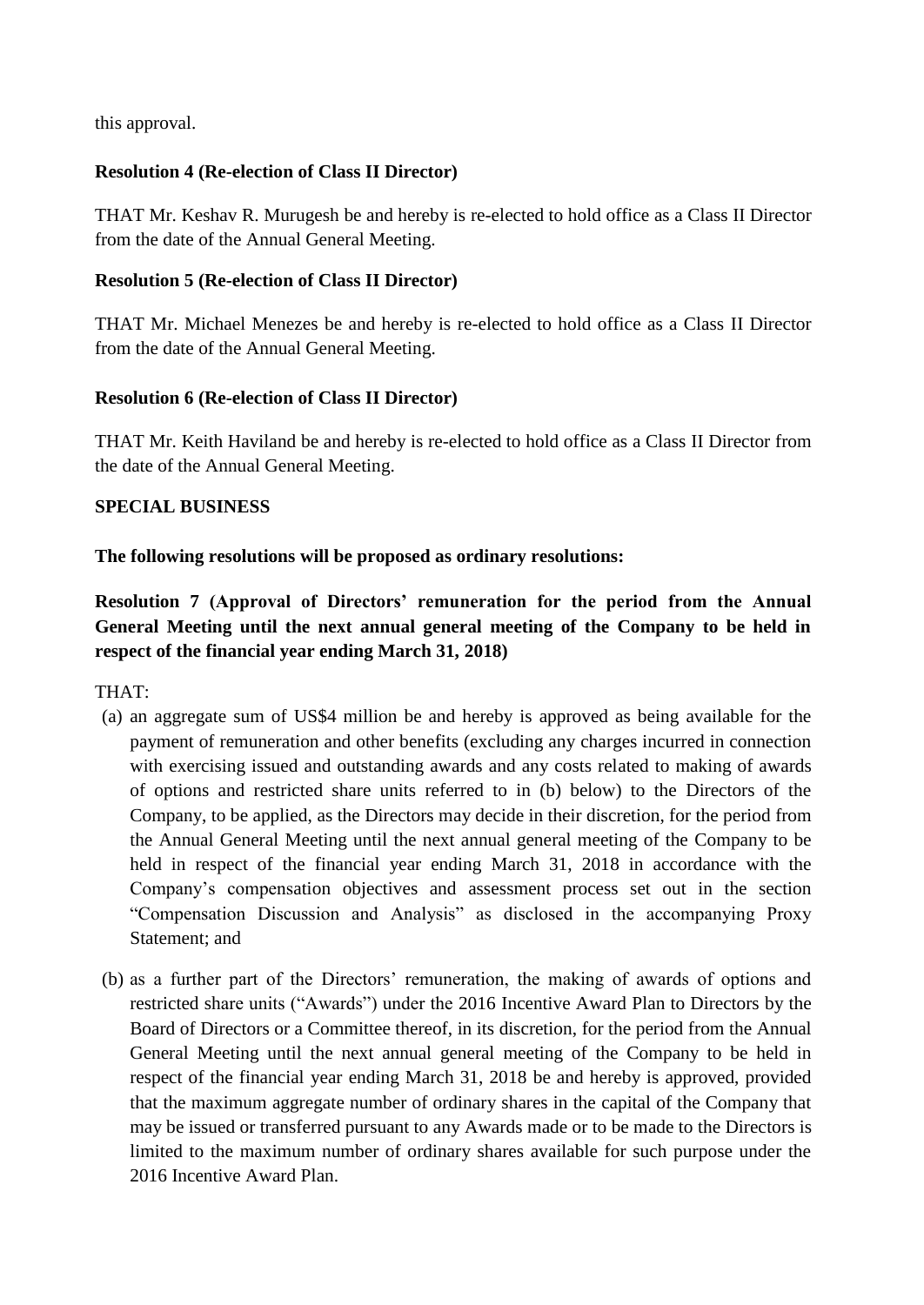this approval.

**Resolution 4 (Re-election of Class II Director)**

THAT Mr. Keshav R. Murugesh be and hereby is re-elected to hold office as a Class II Director from the date of the Annual General Meeting.

**Resolution 5 (Re-election of Class II Director)**

THAT Mr. Michael Menezes be and hereby is re-elected to hold office as a Class II Director from the date of the Annual General Meeting.

**Resolution 6 (Re-election of Class II Director)**

THAT Mr. Keith Haviland be and hereby is re-elected to hold office as a Class II Director from the date of the Annual General Meeting.

**SPECIAL BUSINESS**

**The following resolutions will be proposed as ordinary resolutions:**

**Resolution 7 (Approval of Directors' remuneration for the period from the Annual General Meeting until the next annual general meeting of the Company to be held in respect of the financial year ending March 31, 2018)**

THAT:

(a) an aggregate sum of US$4 million be and hereby is approved as being available for the payment of remuneration and other benefits (excluding any charges incurred in connection with exercising issued and outstanding awards and any costs related to making of awards of options and restricted share units referred to in (b) below) to the Directors of the Company, to be applied, as the Directors may decide in their discretion, for the period from the Annual General Meeting until the next annual general meeting of the Company to be held in respect of the financial year ending March 31, 2018 in accordance with the Company's compensation objectives and assessment process set out in the section "Compensation Discussion and Analysis" as disclosed in the accompanying Proxy Statement; and

(b) as a further part of the Directors' remuneration, the making of awards of options and restricted share units ("Awards") under the 2016 Incentive Award Plan to Directors by the Board of Directors or a Committee thereof, in its discretion, for the period from the Annual General Meeting until the next annual general meeting of the Company to be held in respect of the financial year ending March 31, 2018 be and hereby is approved, provided that the maximum aggregate number of ordinary shares in the capital of the Company that may be issued or transferred pursuant to any Awards made or to be made to the Directors is limited to the maximum number of ordinary shares available for such purpose under the 2016 Incentive Award Plan.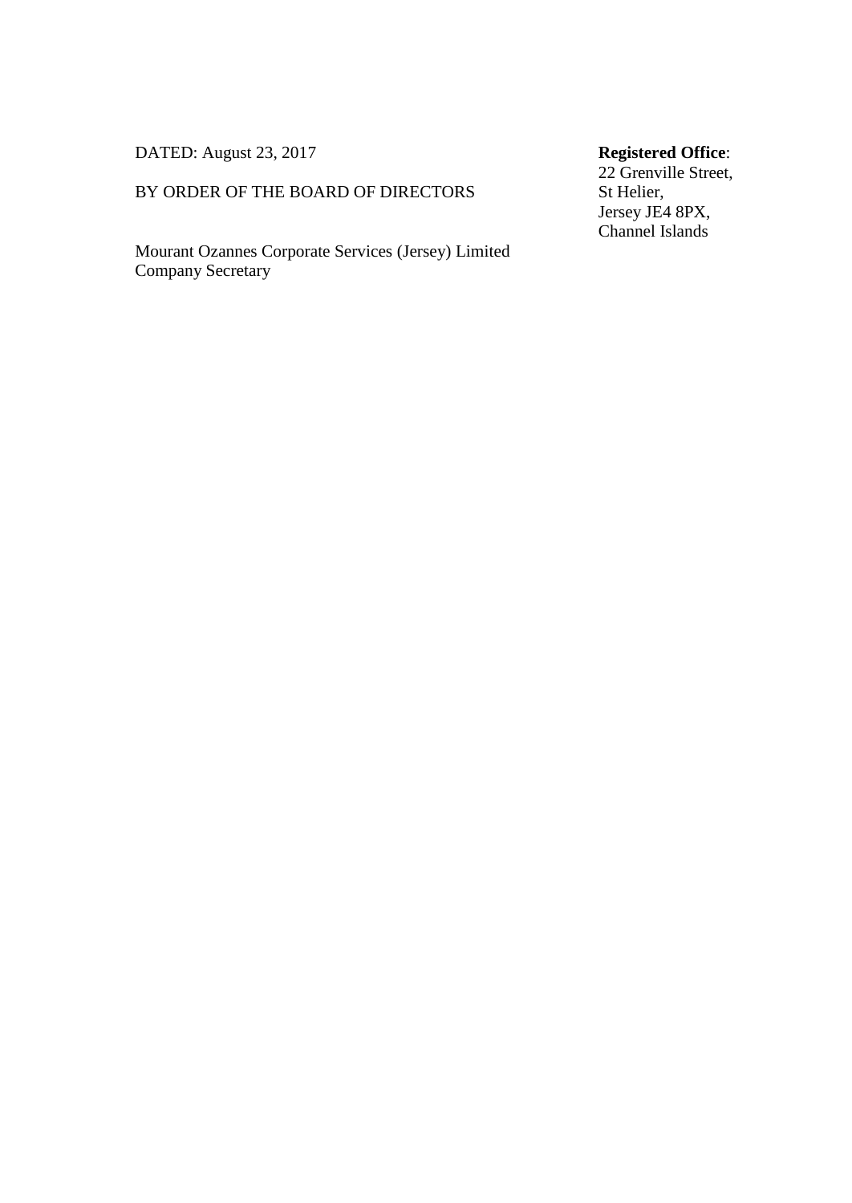DATED: August 23, 2017

BY ORDER OF THE BOARD OF DIRECTORS

Mourant Ozannes Corporate Services (Jersey) Limited
Company Secretary

**Registered Office**:
22 Grenville Street,
St Helier,
Jersey JE4 8PX,
Channel Islands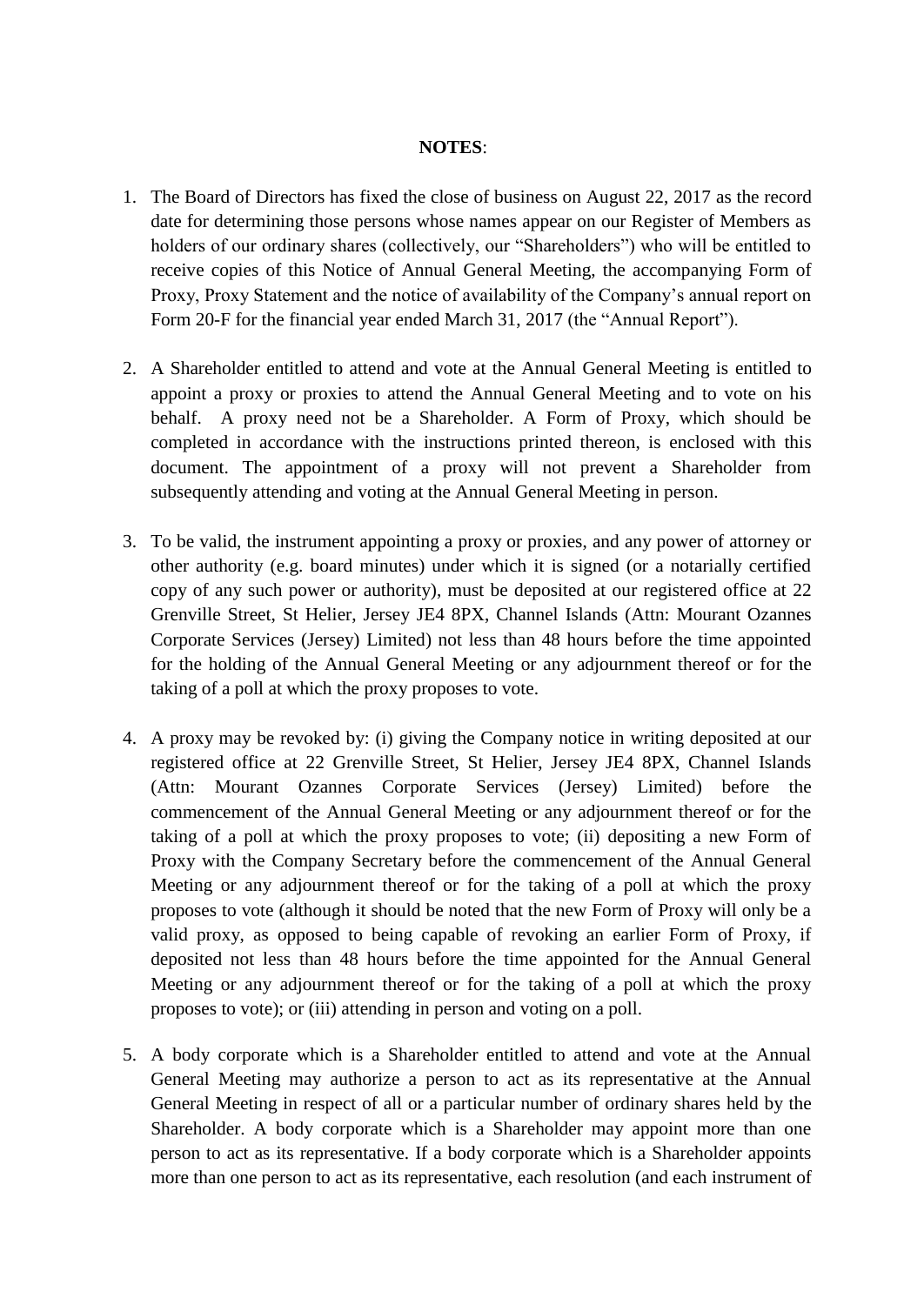**NOTES**:

1. The Board of Directors has fixed the close of business on August 22, 2017 as the record date for determining those persons whose names appear on our Register of Members as holders of our ordinary shares (collectively, our "Shareholders") who will be entitled to receive copies of this Notice of Annual General Meeting, the accompanying Form of Proxy, Proxy Statement and the notice of availability of the Company's annual report on Form 20-F for the financial year ended March 31, 2017 (the "Annual Report").

2. A Shareholder entitled to attend and vote at the Annual General Meeting is entitled to appoint a proxy or proxies to attend the Annual General Meeting and to vote on his behalf. A proxy need not be a Shareholder. A Form of Proxy, which should be completed in accordance with the instructions printed thereon, is enclosed with this document. The appointment of a proxy will not prevent a Shareholder from subsequently attending and voting at the Annual General Meeting in person.

3. To be valid, the instrument appointing a proxy or proxies, and any power of attorney or other authority (e.g. board minutes) under which it is signed (or a notarially certified copy of any such power or authority), must be deposited at our registered office at 22 Grenville Street, St Helier, Jersey JE4 8PX, Channel Islands (Attn: Mourant Ozannes Corporate Services (Jersey) Limited) not less than 48 hours before the time appointed for the holding of the Annual General Meeting or any adjournment thereof or for the taking of a poll at which the proxy proposes to vote.

4. A proxy may be revoked by: (i) giving the Company notice in writing deposited at our registered office at 22 Grenville Street, St Helier, Jersey JE4 8PX, Channel Islands (Attn: Mourant Ozannes Corporate Services (Jersey) Limited) before the commencement of the Annual General Meeting or any adjournment thereof or for the taking of a poll at which the proxy proposes to vote; (ii) depositing a new Form of Proxy with the Company Secretary before the commencement of the Annual General Meeting or any adjournment thereof or for the taking of a poll at which the proxy proposes to vote (although it should be noted that the new Form of Proxy will only be a valid proxy, as opposed to being capable of revoking an earlier Form of Proxy, if deposited not less than 48 hours before the time appointed for the Annual General Meeting or any adjournment thereof or for the taking of a poll at which the proxy proposes to vote); or (iii) attending in person and voting on a poll.

5. A body corporate which is a Shareholder entitled to attend and vote at the Annual General Meeting may authorize a person to act as its representative at the Annual General Meeting in respect of all or a particular number of ordinary shares held by the Shareholder. A body corporate which is a Shareholder may appoint more than one person to act as its representative. If a body corporate which is a Shareholder appoints more than one person to act as its representative, each resolution (and each instrument of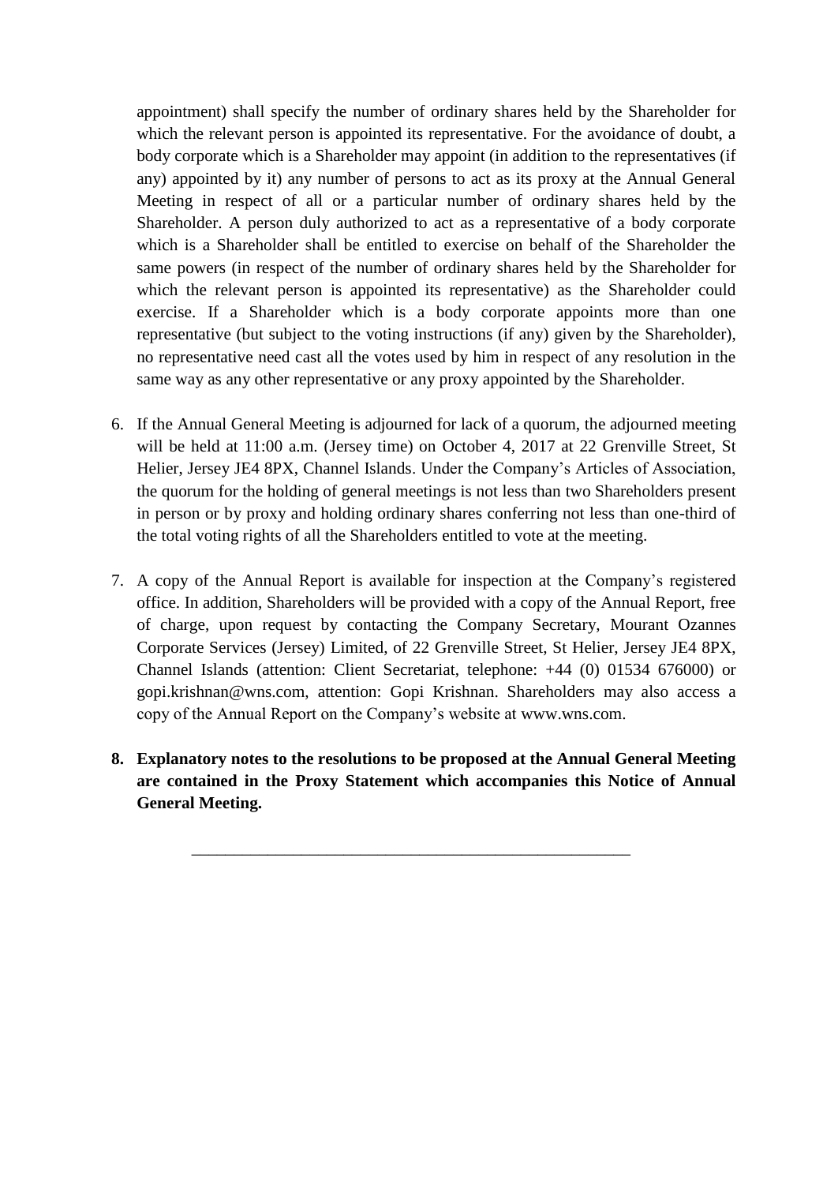appointment) shall specify the number of ordinary shares held by the Shareholder for which the relevant person is appointed its representative. For the avoidance of doubt, a body corporate which is a Shareholder may appoint (in addition to the representatives (if any) appointed by it) any number of persons to act as its proxy at the Annual General Meeting in respect of all or a particular number of ordinary shares held by the Shareholder. A person duly authorized to act as a representative of a body corporate which is a Shareholder shall be entitled to exercise on behalf of the Shareholder the same powers (in respect of the number of ordinary shares held by the Shareholder for which the relevant person is appointed its representative) as the Shareholder could exercise. If a Shareholder which is a body corporate appoints more than one representative (but subject to the voting instructions (if any) given by the Shareholder), no representative need cast all the votes used by him in respect of any resolution in the same way as any other representative or any proxy appointed by the Shareholder.

6. If the Annual General Meeting is adjourned for lack of a quorum, the adjourned meeting will be held at 11:00 a.m. (Jersey time) on October 4, 2017 at 22 Grenville Street, St Helier, Jersey JE4 8PX, Channel Islands. Under the Company's Articles of Association, the quorum for the holding of general meetings is not less than two Shareholders present in person or by proxy and holding ordinary shares conferring not less than one-third of the total voting rights of all the Shareholders entitled to vote at the meeting.

7. A copy of the Annual Report is available for inspection at the Company's registered office. In addition, Shareholders will be provided with a copy of the Annual Report, free of charge, upon request by contacting the Company Secretary, Mourant Ozannes Corporate Services (Jersey) Limited, of 22 Grenville Street, St Helier, Jersey JE4 8PX, Channel Islands (attention: Client Secretariat, telephone: +44 (0) 01534 676000) or gopi.krishnan@wns.com, attention: Gopi Krishnan. Shareholders may also access a copy of the Annual Report on the Company's website at www.wns.com.

8. **Explanatory notes to the resolutions to be proposed at the Annual General Meeting are contained in the Proxy Statement which accompanies this Notice of Annual General Meeting.**

---